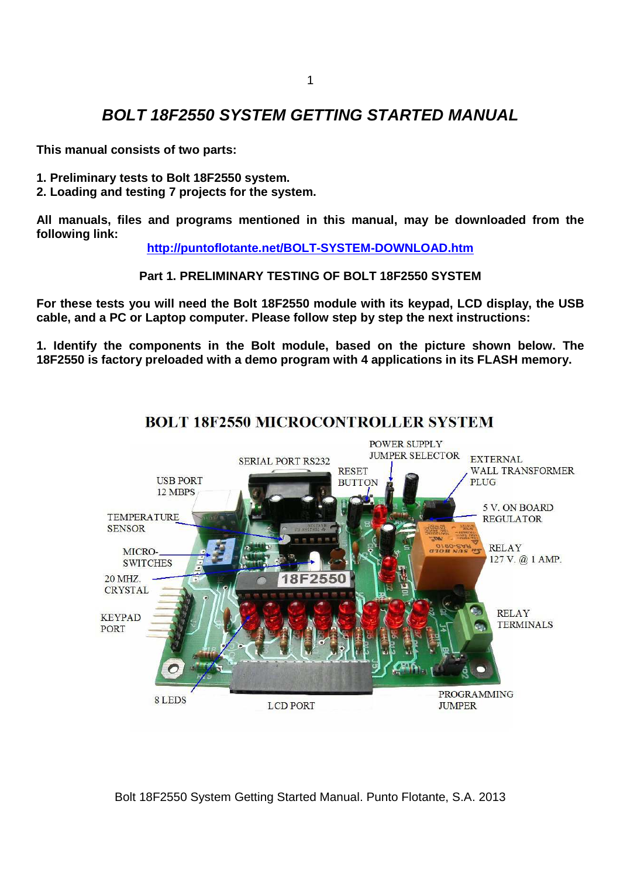# BOLT 18F2550 SYSTEM GETTING STARTED MANUAL

**This manual consists of two parts:**

**1. Preliminary tests to Bolt 18F2550 system.**
**2. Loading and testing 7 projects for the system.**

**All manuals, files and programs mentioned in this manual, may be downloaded from the following link:**

**http://puntoflotante.net/BOLT-SYSTEM-DOWNLOAD.htm**

## Part 1. PRELIMINARY TESTING OF BOLT 18F2550 SYSTEM

**For these tests you will need the Bolt 18F2550 module with its keypad, LCD display, the USB cable, and a PC or Laptop computer. Please follow step by step the next instructions:**

**1. Identify the components in the Bolt module, based on the picture shown below. The 18F2550 is factory preloaded with a demo program with 4 applications in its FLASH memory.**

BOLT 18F2550 MICROCONTROLLER SYSTEM

SERIAL PORT RS232 · POWER SUPPLY JUMPER SELECTOR · RESET BUTTON · EXTERNAL WALL TRANSFORMER PLUG · USB PORT 12 MBPS · 5 V. ON BOARD REGULATOR · TEMPERATURE SENSOR · RELAY 127 V. @ 1 AMP. · MICRO-SWITCHES · 20 MHZ. CRYSTAL · KEYPAD PORT · RELAY TERMINALS · 8 LEDS · LCD PORT · PROGRAMMING JUMPER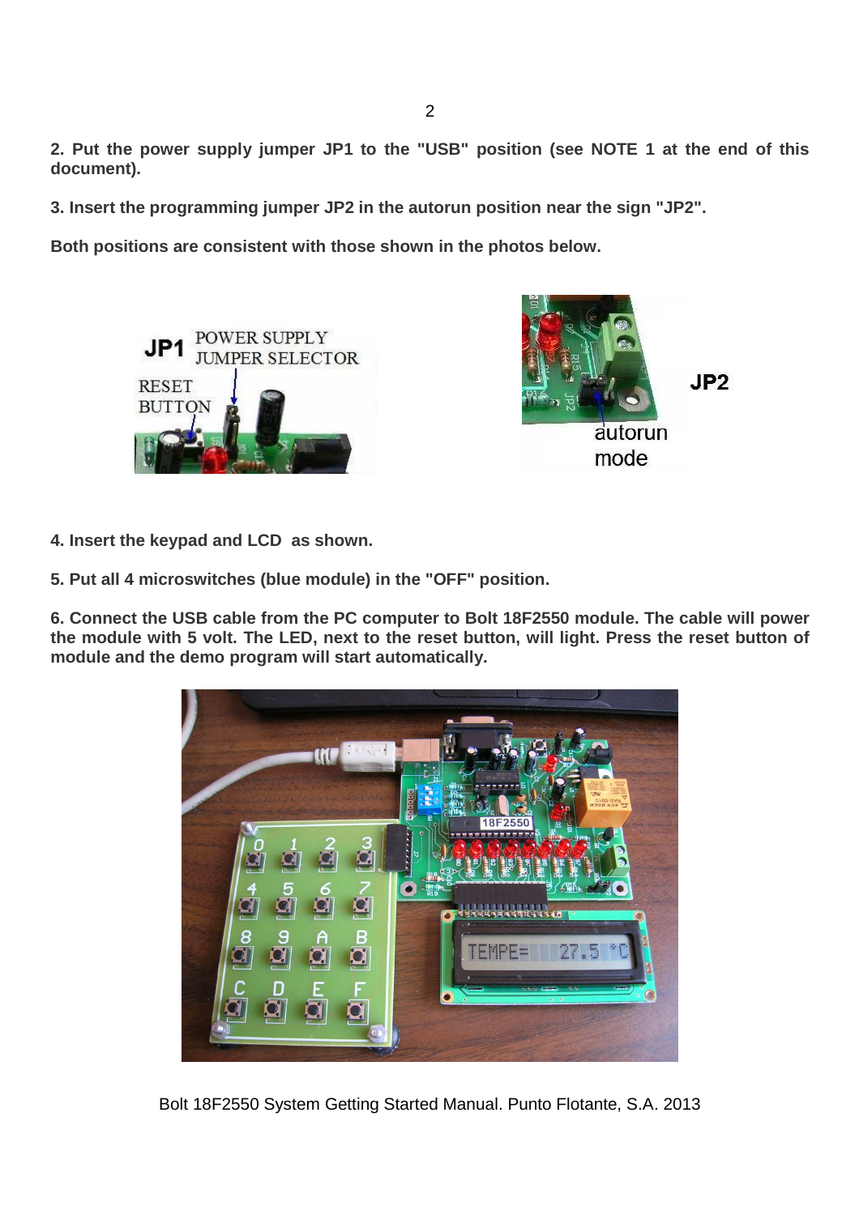**2. Put the power supply jumper JP1 to the "USB" position (see NOTE 1 at the end of this document).**

**3. Insert the programming jumper JP2 in the autorun position near the sign "JP2".**

**Both positions are consistent with those shown in the photos below.**

**4. Insert the keypad and LCD as shown.**

**5. Put all 4 microswitches (blue module) in the "OFF" position.**

**6. Connect the USB cable from the PC computer to Bolt 18F2550 module. The cable will power the module with 5 volt. The LED, next to the reset button, will light. Press the reset button of module and the demo program will start automatically.**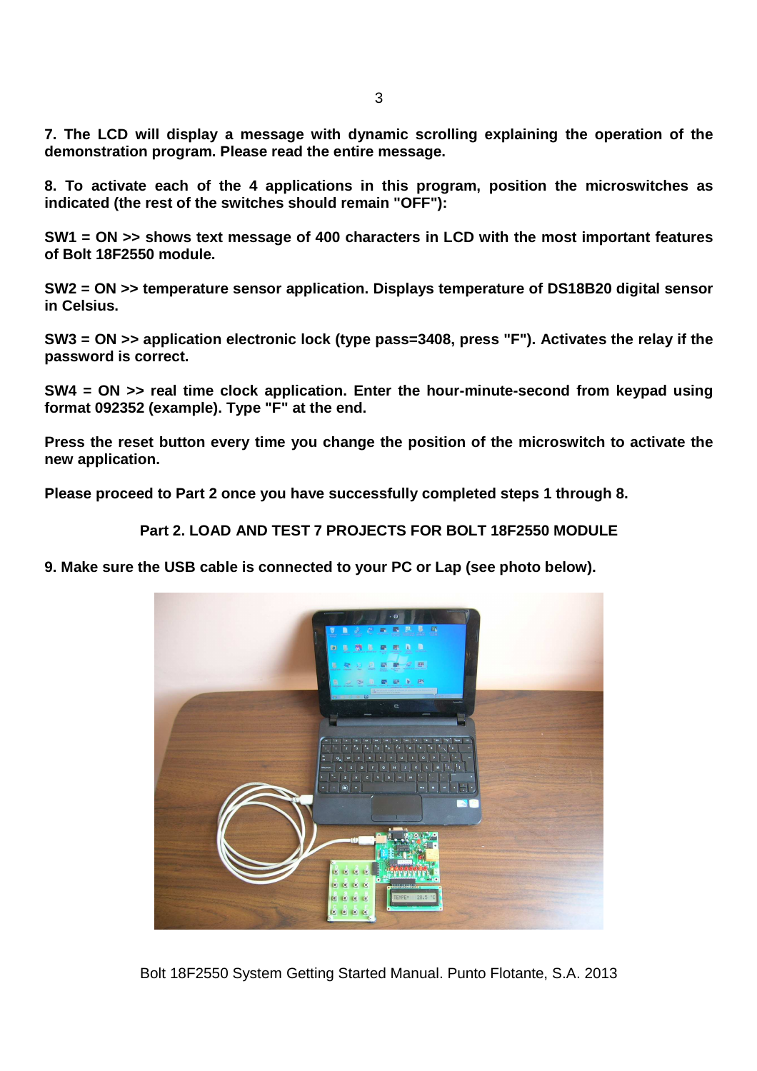**7. The LCD will display a message with dynamic scrolling explaining the operation of the demonstration program. Please read the entire message.**

**8. To activate each of the 4 applications in this program, position the microswitches as indicated (the rest of the switches should remain "OFF"):**

**SW1 = ON >> shows text message of 400 characters in LCD with the most important features of Bolt 18F2550 module.**

**SW2 = ON >> temperature sensor application. Displays temperature of DS18B20 digital sensor in Celsius.**

**SW3 = ON >> application electronic lock (type pass=3408, press "F"). Activates the relay if the password is correct.**

**SW4 = ON >> real time clock application. Enter the hour-minute-second from keypad using format 092352 (example). Type "F" at the end.**

**Press the reset button every time you change the position of the microswitch to activate the new application.**

**Please proceed to Part 2 once you have successfully completed steps 1 through 8.**

## Part 2. LOAD AND TEST 7 PROJECTS FOR BOLT 18F2550 MODULE

**9. Make sure the USB cable is connected to your PC or Lap (see photo below).**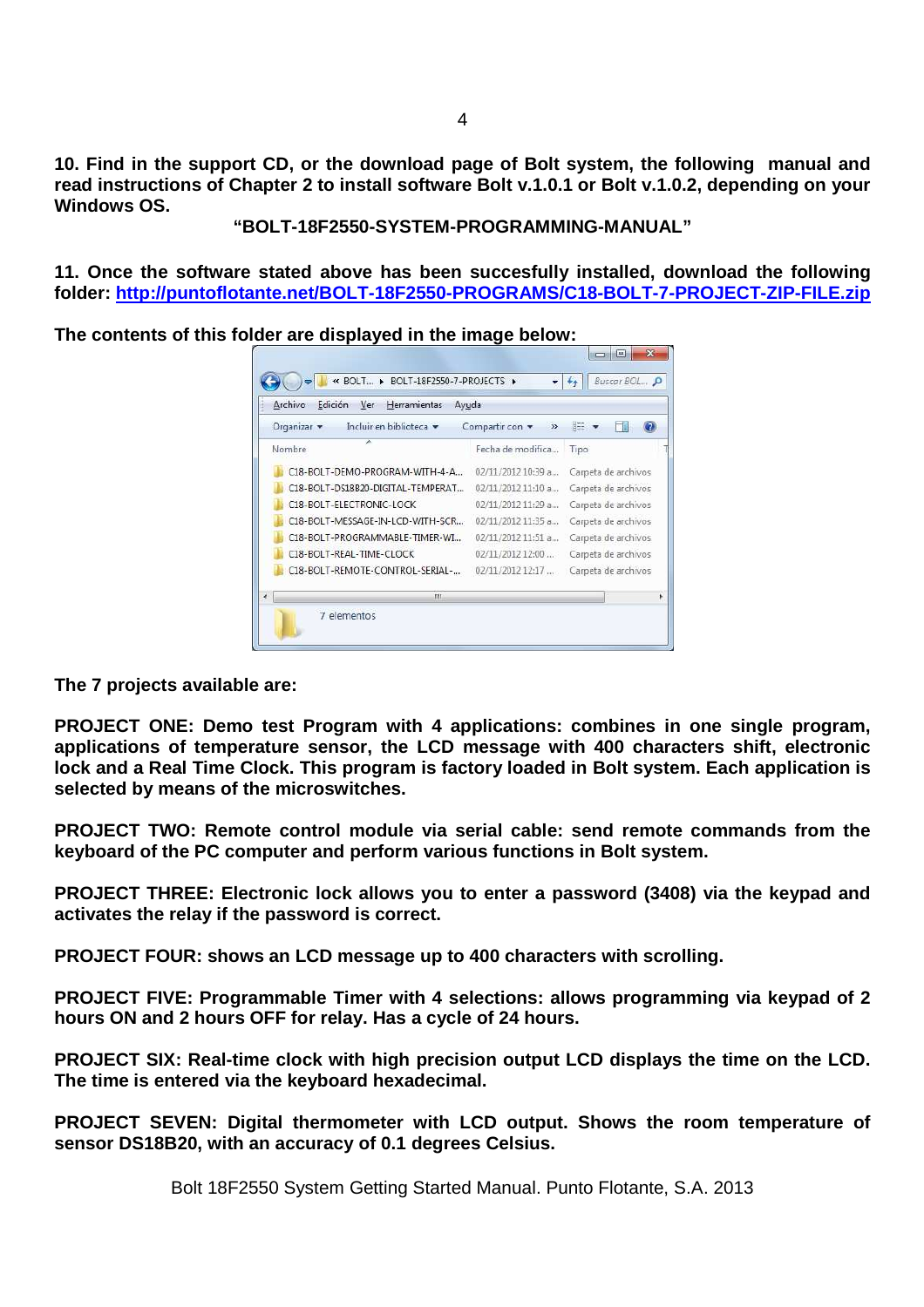**10. Find in the support CD, or the download page of Bolt system, the following manual and read instructions of Chapter 2 to install software Bolt v.1.0.1 or Bolt v.1.0.2, depending on your Windows OS.**

**"BOLT-18F2550-SYSTEM-PROGRAMMING-MANUAL"**

**11. Once the software stated above has been succesfully installed, download the following folder: [http://puntoflotante.net/BOLT-18F2550-PROGRAMS/C18-BOLT-7-PROJECT-ZIP-FILE.zip](http://puntoflotante.net/BOLT-18F2550-PROGRAMS/C18-BOLT-7-PROJECT-ZIP-FILE.zip)**

**The contents of this folder are displayed in the image below:**

| Nombre | Fecha de modifica... | Tipo |
|---|---|---|
| C18-BOLT-DEMO-PROGRAM-WITH-4-A... | 02/11/2012 10:39 a... | Carpeta de archivos |
| C18-BOLT-DS18B20-DIGITAL-TEMPERAT... | 02/11/2012 11:10 a... | Carpeta de archivos |
| C18-BOLT-ELECTRONIC-LOCK | 02/11/2012 11:29 a... | Carpeta de archivos |
| C18-BOLT-MESSAGE-IN-LCD-WITH-SCR... | 02/11/2012 11:35 a... | Carpeta de archivos |
| C18-BOLT-PROGRAMMABLE-TIMER-WI... | 02/11/2012 11:51 a... | Carpeta de archivos |
| C18-BOLT-REAL-TIME-CLOCK | 02/11/2012 12:00 ... | Carpeta de archivos |
| C18-BOLT-REMOTE-CONTROL-SERIAL-... | 02/11/2012 12:17 ... | Carpeta de archivos |

7 elementos

**The 7 projects available are:**

**PROJECT ONE: Demo test Program with 4 applications: combines in one single program, applications of temperature sensor, the LCD message with 400 characters shift, electronic lock and a Real Time Clock. This program is factory loaded in Bolt system. Each application is selected by means of the microswitches.**

**PROJECT TWO: Remote control module via serial cable: send remote commands from the keyboard of the PC computer and perform various functions in Bolt system.**

**PROJECT THREE: Electronic lock allows you to enter a password (3408) via the keypad and activates the relay if the password is correct.**

**PROJECT FOUR: shows an LCD message up to 400 characters with scrolling.**

**PROJECT FIVE: Programmable Timer with 4 selections: allows programming via keypad of 2 hours ON and 2 hours OFF for relay. Has a cycle of 24 hours.**

**PROJECT SIX: Real-time clock with high precision output LCD displays the time on the LCD. The time is entered via the keyboard hexadecimal.**

**PROJECT SEVEN: Digital thermometer with LCD output. Shows the room temperature of sensor DS18B20, with an accuracy of 0.1 degrees Celsius.**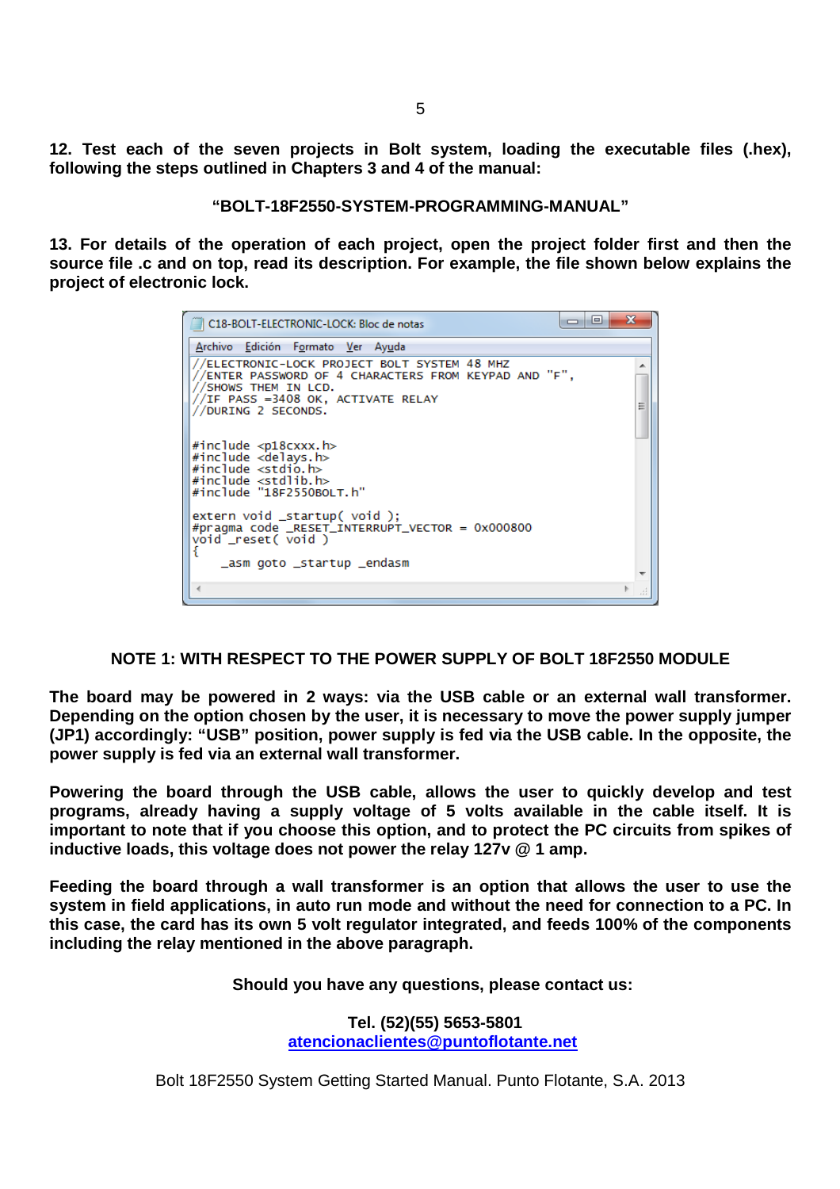**12. Test each of the seven projects in Bolt system, loading the executable files (.hex), following the steps outlined in Chapters 3 and 4 of the manual:**

**"BOLT-18F2550-SYSTEM-PROGRAMMING-MANUAL"**

**13. For details of the operation of each project, open the project folder first and then the source file .c and on top, read its description. For example, the file shown below explains the project of electronic lock.**

```
C18-BOLT-ELECTRONIC-LOCK: Bloc de notas
Archivo  Edición  Formato  Ver  Ayuda
//ELECTRONIC-LOCK PROJECT BOLT SYSTEM 48 MHZ
//ENTER PASSWORD OF 4 CHARACTERS FROM KEYPAD AND "F",
//SHOWS THEM IN LCD.
//IF PASS =3408 OK, ACTIVATE RELAY
//DURING 2 SECONDS.


#include <p18cxxx.h>
#include <delays.h>
#include <stdio.h>
#include <stdlib.h>
#include "18F2550BOLT.h"

extern void _startup( void );
#pragma code _RESET_INTERRUPT_VECTOR = 0x000800
void _reset( void )
{
    _asm goto _startup _endasm
```

**NOTE 1: WITH RESPECT TO THE POWER SUPPLY OF BOLT 18F2550 MODULE**

**The board may be powered in 2 ways: via the USB cable or an external wall transformer. Depending on the option chosen by the user, it is necessary to move the power supply jumper (JP1) accordingly: "USB" position, power supply is fed via the USB cable. In the opposite, the power supply is fed via an external wall transformer.**

**Powering the board through the USB cable, allows the user to quickly develop and test programs, already having a supply voltage of 5 volts available in the cable itself. It is important to note that if you choose this option, and to protect the PC circuits from spikes of inductive loads, this voltage does not power the relay 127v @ 1 amp.**

**Feeding the board through a wall transformer is an option that allows the user to use the system in field applications, in auto run mode and without the need for connection to a PC. In this case, the card has its own 5 volt regulator integrated, and feeds 100% of the components including the relay mentioned in the above paragraph.**

**Should you have any questions, please contact us:**

**Tel. (52)(55) 5653-5801**
**atencionaclientes@puntoflotante.net**

Bolt 18F2550 System Getting Started Manual. Punto Flotante, S.A. 2013